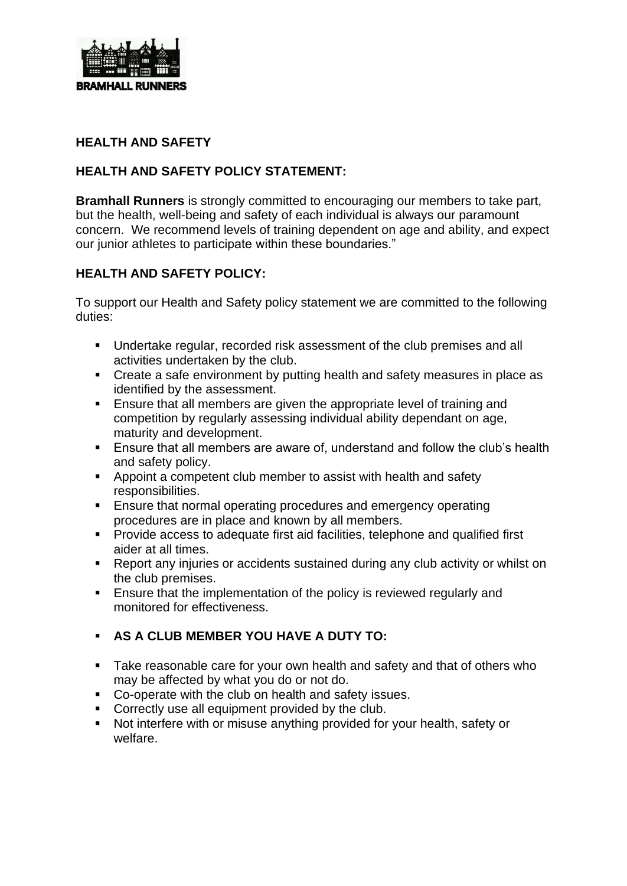BRAMHALL RUNNERS

## HEALTH AND SAFETY

### HEALTH AND SAFETY POLICY STATEMENT:

**Bramhall Runners** is strongly committed to encouraging our members to take part, but the health, well-being and safety of each individual is always our paramount concern. We recommend levels of training dependent on age and ability, and expect our junior athletes to participate within these boundaries."

### HEALTH AND SAFETY POLICY:

To support our Health and Safety policy statement we are committed to the following duties:

- Undertake regular, recorded risk assessment of the club premises and all activities undertaken by the club.
- Create a safe environment by putting health and safety measures in place as identified by the assessment.
- Ensure that all members are given the appropriate level of training and competition by regularly assessing individual ability dependant on age, maturity and development.
- Ensure that all members are aware of, understand and follow the club's health and safety policy.
- Appoint a competent club member to assist with health and safety responsibilities.
- Ensure that normal operating procedures and emergency operating procedures are in place and known by all members.
- Provide access to adequate first aid facilities, telephone and qualified first aider at all times.
- Report any injuries or accidents sustained during any club activity or whilst on the club premises.
- Ensure that the implementation of the policy is reviewed regularly and monitored for effectiveness.

- **AS A CLUB MEMBER YOU HAVE A DUTY TO:**

- Take reasonable care for your own health and safety and that of others who may be affected by what you do or not do.
- Co-operate with the club on health and safety issues.
- Correctly use all equipment provided by the club.
- Not interfere with or misuse anything provided for your health, safety or welfare.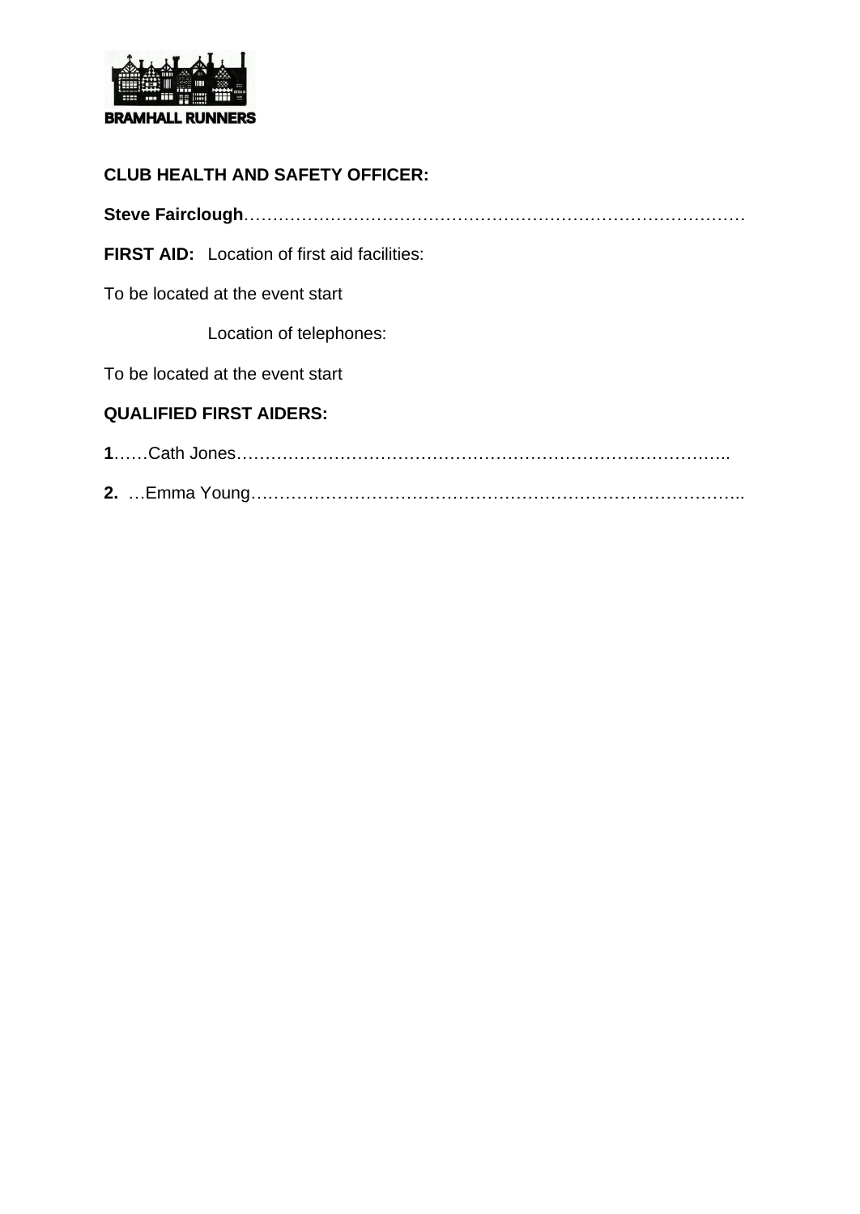BRAMHALL RUNNERS

**CLUB HEALTH AND SAFETY OFFICER:**

**Steve Fairclough**…………………………………………………………………………

**FIRST AID:** Location of first aid facilities:

To be located at the event start

Location of telephones:

To be located at the event start

**QUALIFIED FIRST AIDERS:**

**1**……Cath Jones…………………………………………………………………………..

**2.** …Emma Young………………………………………………………………………..